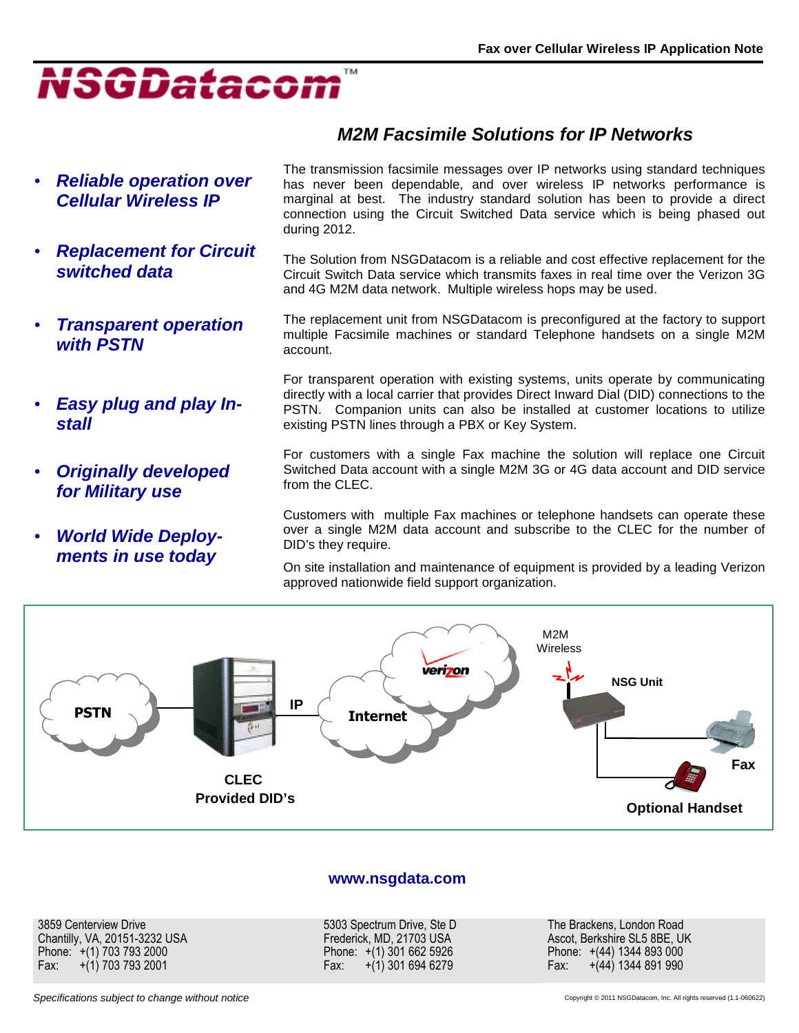Fax over Cellular Wireless IP Application Note

# NSGDatacom™

## M2M Facsimile Solutions for IP Networks

- ***Reliable operation over Cellular Wireless IP***
- ***Replacement for Circuit switched data***
- ***Transparent operation with PSTN***
- ***Easy plug and play Install***
- ***Originally developed for Military use***
- ***World Wide Deployments in use today***

The transmission facsimile messages over IP networks using standard techniques has never been dependable, and over wireless IP networks performance is marginal at best. The industry standard solution has been to provide a direct connection using the Circuit Switched Data service which is being phased out during 2012.

The Solution from NSGDatacom is a reliable and cost effective replacement for the Circuit Switch Data service which transmits faxes in real time over the Verizon 3G and 4G M2M data network. Multiple wireless hops may be used.

The replacement unit from NSGDatacom is preconfigured at the factory to support multiple Facsimile machines or standard Telephone handsets on a single M2M account.

For transparent operation with existing systems, units operate by communicating directly with a local carrier that provides Direct Inward Dial (DID) connections to the PSTN. Companion units can also be installed at customer locations to utilize existing PSTN lines through a PBX or Key System.

For customers with a single Fax machine the solution will replace one Circuit Switched Data account with a single M2M 3G or 4G data account and DID service from the CLEC.

Customers with multiple Fax machines or telephone handsets can operate these over a single M2M data account and subscribe to the CLEC for the number of DID's they require.

On site installation and maintenance of equipment is provided by a leading Verizon approved nationwide field support organization.

PSTN — IP — Internet (verizon) — M2M Wireless — NSG Unit — Fax — Optional Handset

CLEC Provided DID's

**www.nsgdata.com**

3859 Centerview Drive
Chantilly, VA, 20151-3232 USA
Phone: +(1) 703 793 2000
Fax: +(1) 703 793 2001

5303 Spectrum Drive, Ste D
Frederick, MD, 21703 USA
Phone: +(1) 301 662 5926
Fax: +(1) 301 694 6279

The Brackens, London Road
Ascot, Berkshire SL5 8BE, UK
Phone: +(44) 1344 893 000
Fax: +(44) 1344 891 990

*Specifications subject to change without notice*

Copyright © 2011 NSGDatacom, Inc. All rights reserved (1.1-060622)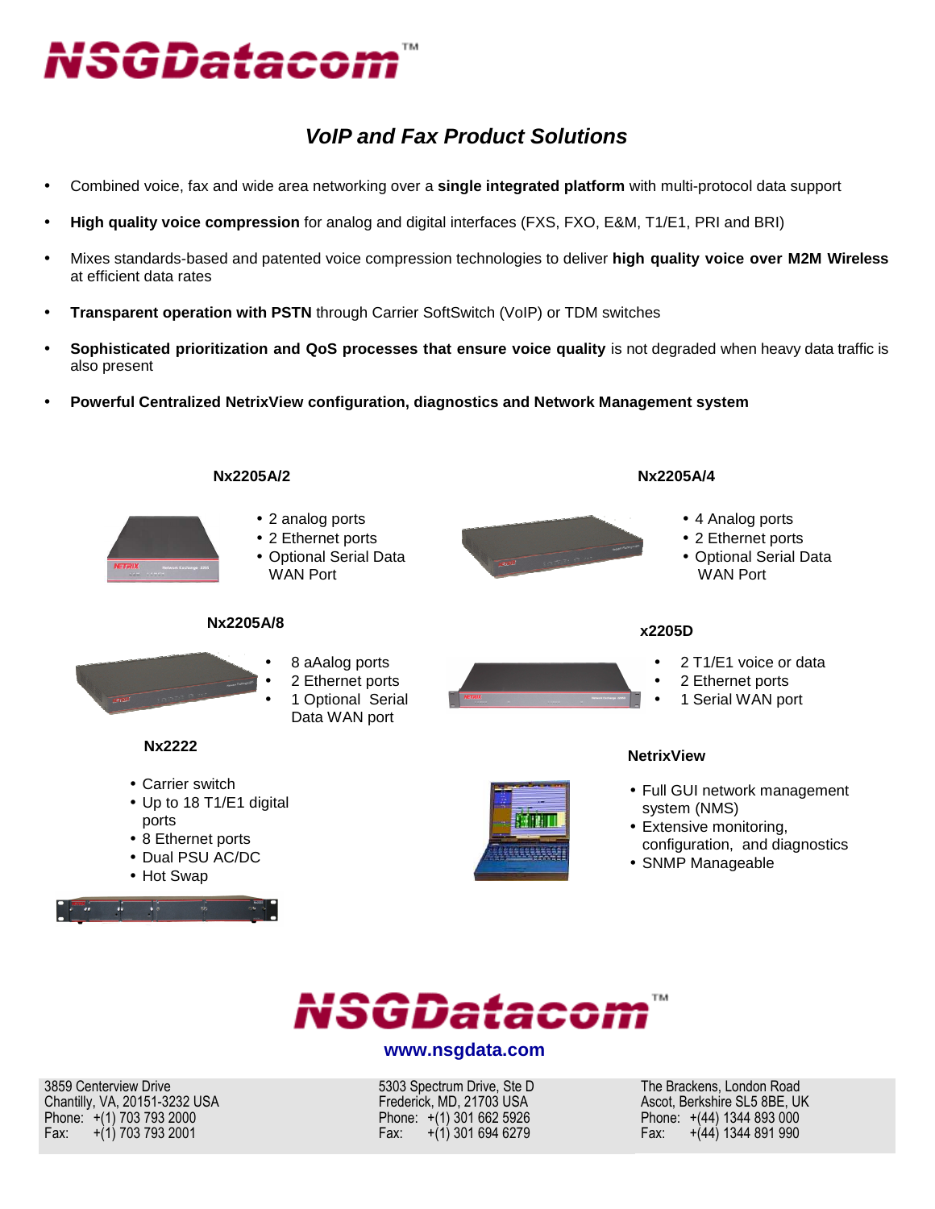# NSGDatacom™

## *VoIP and Fax Product Solutions*

- Combined voice, fax and wide area networking over a **single integrated platform** with multi-protocol data support
- **High quality voice compression** for analog and digital interfaces (FXS, FXO, E&M, T1/E1, PRI and BRI)
- Mixes standards-based and patented voice compression technologies to deliver **high quality voice over M2M Wireless** at efficient data rates
- **Transparent operation with PSTN** through Carrier SoftSwitch (VoIP) or TDM switches
- **Sophisticated prioritization and QoS processes that ensure voice quality** is not degraded when heavy data traffic is also present
- **Powerful Centralized NetrixView configuration, diagnostics and Network Management system**

**Nx2205A/2**

- 2 analog ports
- 2 Ethernet ports
- Optional Serial Data WAN Port

**Nx2205A/4**

- 4 Analog ports
- 2 Ethernet ports
- Optional Serial Data WAN Port

**Nx2205A/8**

- 8 aAalog ports
- 2 Ethernet ports
- 1 Optional Serial Data WAN port

**x2205D**

- 2 T1/E1 voice or data
- 2 Ethernet ports
- 1 Serial WAN port

**Nx2222**

- Carrier switch
- Up to 18 T1/E1 digital ports
- 8 Ethernet ports
- Dual PSU AC/DC
- Hot Swap

**NetrixView**

- Full GUI network management system (NMS)
- Extensive monitoring, configuration, and diagnostics
- SNMP Manageable

NSGDatacom™

**www.nsgdata.com**

3859 Centerview Drive
Chantilly, VA, 20151-3232 USA
Phone: +(1) 703 793 2000
Fax: +(1) 703 793 2001

5303 Spectrum Drive, Ste D
Frederick, MD, 21703 USA
Phone: +(1) 301 662 5926
Fax: +(1) 301 694 6279

The Brackens, London Road
Ascot, Berkshire SL5 8BE, UK
Phone: +(44) 1344 893 000
Fax: +(44) 1344 891 990